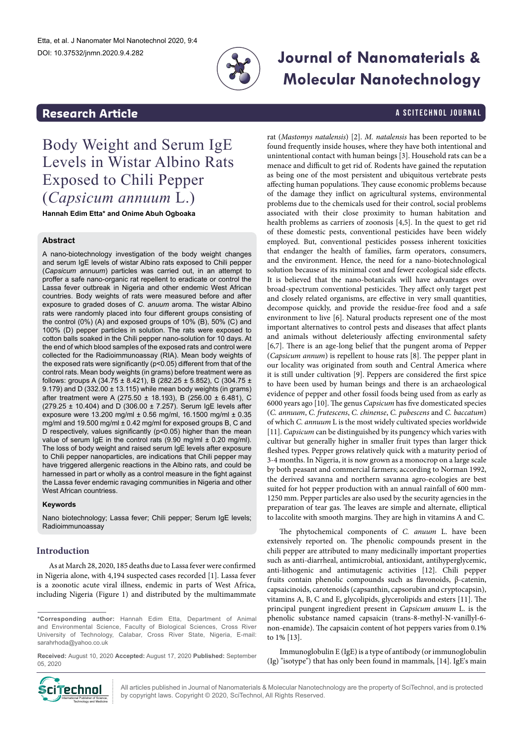Research Article

# Body Weight and Serum IgE Levels in Wistar Albino Rats Exposed to Chili Pepper (*Capsicum annuum* L.)

**Hannah Edim Etta* and Onime Abuh Ogboaka**

## Abstract

A nano-biotechnology investigation of the body weight changes and serum IgE levels of wistar Albino rats exposed to Chili pepper (*Capsicum annuum*) particles was carried out, in an attempt to proffer a safe nano-organic rat repellent to eradicate or control the Lassa fever outbreak in Nigeria and other endemic West African countries. Body weights of rats were measured before and after exposure to graded doses of *C. anuum* aroma. The wistar Albino rats were randomly placed into four different groups consisting of the control (0%) (A) and exposed groups of 10% (B), 50% (C) and 100% (D) pepper particles in solution. The rats were exposed to cotton balls soaked in the Chili pepper nano-solution for 10 days. At the end of which blood samples of the exposed rats and control were collected for the Radioimmunoassay (RIA). Mean body weights of the exposed rats were significantly ($p<0.05$) different from that of the control rats. Mean body weights (in grams) before treatment were as follows: groups A (34.75 ± 8.421), B (282.25 ± 5.852), C (304.75 ± 9.179) and D (332.00 ± 13.115) while mean body weights (in grams) after treatment were A (275.50 ± 18.193), B (256.00 ± 6.481), C (279.25 ± 10.404) and D (306.00 ± 7.257). Serum IgE levels after exposure were 13.200 mg/ml ± 0.56 mg/ml, 16.1500 mg/ml ± 0.35 mg/ml and 19.500 mg/ml ± 0.42 mg/ml for exposed groups B, C and D respectively, values significantly ($p<0.05$) higher than the mean value of serum IgE in the control rats (9.90 mg/ml ± 0.20 mg/ml). The loss of body weight and raised serum IgE levels after exposure to Chili pepper nanoparticles, are indications that Chili pepper may have triggered allergenic reactions in the Albino rats, and could be harnessed in part or wholly as a control measure in the fight against the Lassa fever endemic ravaging communities in Nigeria and other West African countriess.

### Keywords

Nano biotechnology; Lassa fever; Chili pepper; Serum IgE levels; Radioimmunoassay

## Introduction

As at March 28, 2020, 185 deaths due to Lassa fever were confirmed in Nigeria alone, with 4,194 suspected cases recorded [1]. Lassa fever is a zoonotic acute viral illness, endemic in parts of West Africa, including Nigeria (Figure 1) and distributed by the multimammate rat (*Mastomys natalensis*) [2]. *M. natalensis* has been reported to be found frequently inside houses, where they have both intentional and unintentional contact with human beings [3]. Household rats can be a menace and difficult to get rid of. Rodents have gained the reputation as being one of the most persistent and ubiquitous vertebrate pests affecting human populations. They cause economic problems because of the damage they inflict on agricultural systems, environmental problems due to the chemicals used for their control, social problems associated with their close proximity to human habitation and health problems as carriers of zoonosis [4,5]. In the quest to get rid of these domestic pests, conventional pesticides have been widely employed. But, conventional pesticides possess inherent toxicities that endanger the health of families, farm operators, consumers, and the environment. Hence, the need for a nano-biotechnological solution because of its minimal cost and fewer ecological side effects. It is believed that the nano-botanicals will have advantages over broad-spectrum conventional pesticides. They affect only target pest and closely related organisms, are effective in very small quantities, decompose quickly, and provide the residue-free food and a safe environment to live [6]. Natural products represent one of the most important alternatives to control pests and diseases that affect plants and animals without deleteriously affecting environmental safety [6,7]. There is an age-long belief that the pungent aroma of Pepper (*Capsicum annum*) is repellent to house rats [8]. The pepper plant in our locality was originated from south and Central America where it is still under cultivation [9]. Peppers are considered the first spice to have been used by human beings and there is an archaeological evidence of pepper and other fossil foods being used from as early as 6000 years ago [10]. The genus *Capsicum* has five domesticated species (*C. annuum*, *C. frutescens*, *C. chinense*, *C. pubescens* and *C. baccatum*) of which *C. annuum* L is the most widely cultivated species worldwide [11]. *Capsicum* can be distinguished by its pungency which varies with cultivar but generally higher in smaller fruit types than larger thick fleshed types. Pepper grows relatively quick with a maturity period of 3-4 months. In Nigeria, it is now grown as a monocrop on a large scale by both peasant and commercial farmers; according to Norman 1992, the derived savanna and northern savanna agro-ecologies are best suited for hot pepper production with an annual rainfall of 600 mm-1250 mm. Pepper particles are also used by the security agencies in the preparation of tear gas. The leaves are simple and alternate, elliptical to laccolite with smooth margins. They are high in vitamins A and C.

The phytochemical components of *C. anuum* L. have been extensively reported on. The phenolic compounds present in the chili pepper are attributed to many medicinally important properties such as anti-diarrheal, antimicrobial, antioxidant, antihyperglycemic, anti-lithogenic and antimutagenic activities [12]. Chili pepper fruits contain phenolic compounds such as flavonoids, β-catenin, capsaicinoids, carotenoids (capsanthin, capsorubin and cryptocapsin), vitamins A, B, C and E, glycolipids, glycerolipids and esters [11]. The principal pungent ingredient present in *Capsicum anuum* L. is the phenolic substance named capsaicin (trans-8-methyl-N-vanillyl-6-non-enamide). The capsaicin content of hot peppers varies from 0.1% to 1% [13].

Immunoglobulin E (IgE) is a type of antibody (or immunoglobulin (Ig) "isotype") that has only been found in mammals, [14]. IgE's main

*Corresponding author: Hannah Edim Etta, Department of Animal and Environmental Science, Faculty of Biological Sciences, Cross River University of Technology, Calabar, Cross River State, Nigeria, E-mail: sarahrhoda@yahoo.co.uk

**Received:** August 10, 2020 **Accepted:** August 17, 2020 **Published:** September 05, 2020

All articles published in Journal of Nanomaterials & Molecular Nanotechnology are the property of SciTechnol, and is protected by copyright laws. Copyright © 2020, SciTechnol, All Rights Reserved.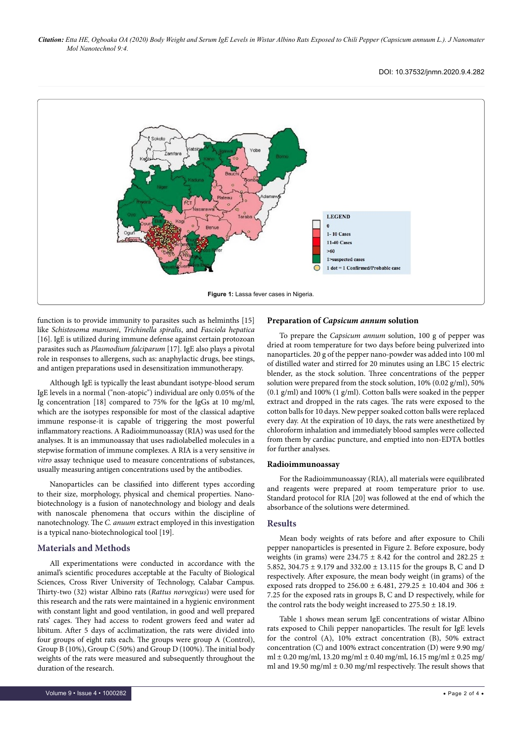Figure 1: Lassa fever cases in Nigeria.

function is to provide immunity to parasites such as helminths [15] like *Schistosoma mansoni*, *Trichinella spiralis*, and *Fasciola hepatica* [16]. IgE is utilized during immune defense against certain protozoan parasites such as *Plasmodium falciparum* [17]. IgE also plays a pivotal role in responses to allergens, such as: anaphylactic drugs, bee stings, and antigen preparations used in desensitization immunotherapy.

Although IgE is typically the least abundant isotype-blood serum IgE levels in a normal ("non-atopic") individual are only 0.05% of the Ig concentration [18] compared to 75% for the IgGs at 10 mg/ml, which are the isotypes responsible for most of the classical adaptive immune response-it is capable of triggering the most powerful inflammatory reactions. A Radioimmunoassay (RIA) was used for the analyses. It is an immunoassay that uses radiolabelled molecules in a stepwise formation of immune complexes. A RIA is a very sensitive *in vitro* assay technique used to measure concentrations of substances, usually measuring antigen concentrations used by the antibodies.

Nanoparticles can be classified into different types according to their size, morphology, physical and chemical properties. Nano-biotechnology is a fusion of nanotechnology and biology and deals with nanoscale phenomena that occurs within the discipline of nanotechnology. The *C. anuum* extract employed in this investigation is a typical nano-biotechnological tool [19].

## Materials and Methods

All experimentations were conducted in accordance with the animal's scientific procedures acceptable at the Faculty of Biological Sciences, Cross River University of Technology, Calabar Campus. Thirty-two (32) wistar Albino rats (*Rattus norvegicus*) were used for this research and the rats were maintained in a hygienic environment with constant light and good ventilation, in good and well prepared rats' cages. They had access to rodent growers feed and water ad libitum. After 5 days of acclimatization, the rats were divided into four groups of eight rats each. The groups were group A (Control), Group B (10%), Group C (50%) and Group D (100%). The initial body weights of the rats were measured and subsequently throughout the duration of the research.

### Preparation of *Capsicum annum* solution

To prepare the *Capsicum annum* solution, 100 g of pepper was dried at room temperature for two days before being pulverized into nanoparticles. 20 g of the pepper nano-powder was added into 100 ml of distilled water and stirred for 20 minutes using an LBC 15 electric blender, as the stock solution. Three concentrations of the pepper solution were prepared from the stock solution, 10% (0.02 g/ml), 50% (0.1 g/ml) and 100% (1 g/ml). Cotton balls were soaked in the pepper extract and dropped in the rats cages. The rats were exposed to the cotton balls for 10 days. New pepper soaked cotton balls were replaced every day. At the expiration of 10 days, the rats were anesthetized by chloroform inhalation and immediately blood samples were collected from them by cardiac puncture, and emptied into non-EDTA bottles for further analyses.

### Radioimmunoassay

For the Radioimmunoassay (RIA), all materials were equilibrated and reagents were prepared at room temperature prior to use. Standard protocol for RIA [20] was followed at the end of which the absorbance of the solutions were determined.

## Results

Mean body weights of rats before and after exposure to Chili pepper nanoparticles is presented in Figure 2. Before exposure, body weights (in grams) were 234.75 ± 8.42 for the control and 282.25 ± 5.852, 304.75 ± 9.179 and 332.00 ± 13.115 for the groups B, C and D respectively. After exposure, the mean body weight (in grams) of the exposed rats dropped to 256.00 ± 6.481, 279.25 ± 10.404 and 306 ± 7.25 for the exposed rats in groups B, C and D respectively, while for the control rats the body weight increased to 275.50 ± 18.19.

Table 1 shows mean serum IgE concentrations of wistar Albino rats exposed to Chili pepper nanoparticles. The result for IgE levels for the control (A), 10% extract concentration (B), 50% extract concentration (C) and 100% extract concentration (D) were 9.90 mg/ml ± 0.20 mg/ml, 13.20 mg/ml ± 0.40 mg/ml, 16.15 mg/ml ± 0.25 mg/ml and 19.50 mg/ml ± 0.30 mg/ml respectively. The result shows that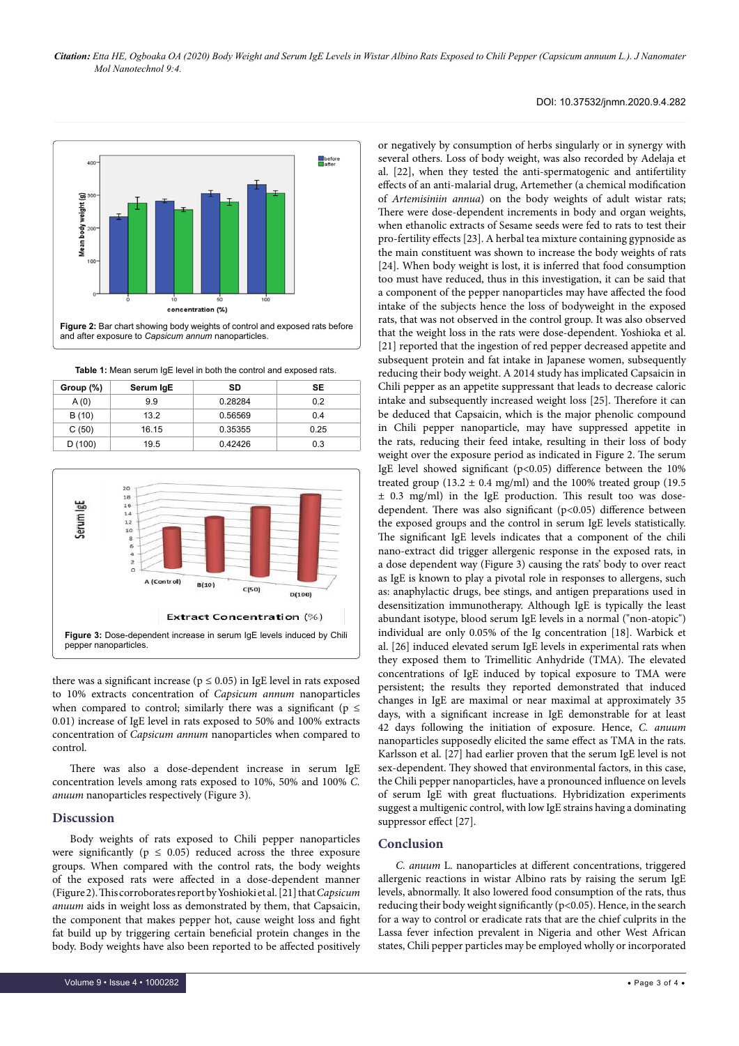Figure 2: Bar chart showing body weights of control and exposed rats before and after exposure to *Capsicum annum* nanoparticles.

Table 1: Mean serum IgE level in both the control and exposed rats.

| Group (%) | Serum IgE | SD | SE |
|---|---|---|---|
| A (0) | 9.9 | 0.28284 | 0.2 |
| B (10) | 13.2 | 0.56569 | 0.4 |
| C (50) | 16.15 | 0.35355 | 0.25 |
| D (100) | 19.5 | 0.42426 | 0.3 |

Figure 3: Dose-dependent increase in serum IgE levels induced by Chili pepper nanoparticles.

there was a significant increase ($p \leq 0.05$) in IgE level in rats exposed to 10% extracts concentration of *Capsicum annum* nanoparticles when compared to control; similarly there was a significant ($p \leq 0.01$) increase of IgE level in rats exposed to 50% and 100% extracts concentration of *Capsicum annum* nanoparticles when compared to control.

There was also a dose-dependent increase in serum IgE concentration levels among rats exposed to 10%, 50% and 100% *C. anuum* nanoparticles respectively (Figure 3).

## Discussion

Body weights of rats exposed to Chili pepper nanoparticles were significantly ($p \leq 0.05$) reduced across the three exposure groups. When compared with the control rats, the body weights of the exposed rats were affected in a dose-dependent manner (Figure 2). This corroborates report by Yoshioki et al. [21] that *Capsicum anuum* aids in weight loss as demonstrated by them, that Capsaicin, the component that makes pepper hot, cause weight loss and fight fat build up by triggering certain beneficial protein changes in the body. Body weights have also been reported to be affected positively or negatively by consumption of herbs singularly or in synergy with several others. Loss of body weight, was also recorded by Adelaja et al. [22], when they tested the anti-spermatogenic and antifertility effects of an anti-malarial drug, Artemether (a chemical modification of *Artemisiniin annua*) on the body weights of adult wistar rats; There were dose-dependent increments in body and organ weights, when ethanolic extracts of Sesame seeds were fed to rats to test their pro-fertility effects [23]. A herbal tea mixture containing gypnoside as the main constituent was shown to increase the body weights of rats [24]. When body weight is lost, it is inferred that food consumption too must have reduced, thus in this investigation, it can be said that a component of the pepper nanoparticles may have affected the food intake of the subjects hence the loss of bodyweight in the exposed rats, that was not observed in the control group. It was also observed that the weight loss in the rats were dose-dependent. Yoshioka et al. [21] reported that the ingestion of red pepper decreased appetite and subsequent protein and fat intake in Japanese women, subsequently reducing their body weight. A 2014 study has implicated Capsaicin in Chili pepper as an appetite suppressant that leads to decrease caloric intake and subsequently increased weight loss [25]. Therefore it can be deduced that Capsaicin, which is the major phenolic compound in Chili pepper nanoparticle, may have suppressed appetite in the rats, reducing their feed intake, resulting in their loss of body weight over the exposure period as indicated in Figure 2. The serum IgE level showed significant ($p<0.05$) difference between the 10% treated group (13.2 ± 0.4 mg/ml) and the 100% treated group (19.5 ± 0.3 mg/ml) in the IgE production. This result too was dose-dependent. There was also significant ($p<0.05$) difference between the exposed groups and the control in serum IgE levels statistically. The significant IgE levels indicates that a component of the chili nano-extract did trigger allergenic response in the exposed rats, in a dose dependent way (Figure 3) causing the rats' body to over react as IgE is known to play a pivotal role in responses to allergens, such as: anaphylactic drugs, bee stings, and antigen preparations used in desensitization immunotherapy. Although IgE is typically the least abundant isotype, blood serum IgE levels in a normal ("non-atopic") individual are only 0.05% of the Ig concentration [18]. Warbick et al. [26] induced elevated serum IgE levels in experimental rats when they exposed them to Trimellitic Anhydride (TMA). The elevated concentrations of IgE induced by topical exposure to TMA were persistent; the results they reported demonstrated that induced changes in IgE are maximal or near maximal at approximately 35 days, with a significant increase in IgE demonstrable for at least 42 days following the initiation of exposure. Hence, *C. anuum* nanoparticles supposedly elicited the same effect as TMA in the rats. Karlsson et al. [27] had earlier proven that the serum IgE level is not sex-dependent. They showed that environmental factors, in this case, the Chili pepper nanoparticles, have a pronounced influence on levels of serum IgE with great fluctuations. Hybridization experiments suggest a multigenic control, with low IgE strains having a dominating suppressor effect [27].

## Conclusion

*C. anuum* L. nanoparticles at different concentrations, triggered allergenic reactions in wistar Albino rats by raising the serum IgE levels, abnormally. It also lowered food consumption of the rats, thus reducing their body weight significantly ($p<0.05$). Hence, in the search for a way to control or eradicate rats that are the chief culprits in the Lassa fever infection prevalent in Nigeria and other West African states, Chili pepper particles may be employed wholly or incorporated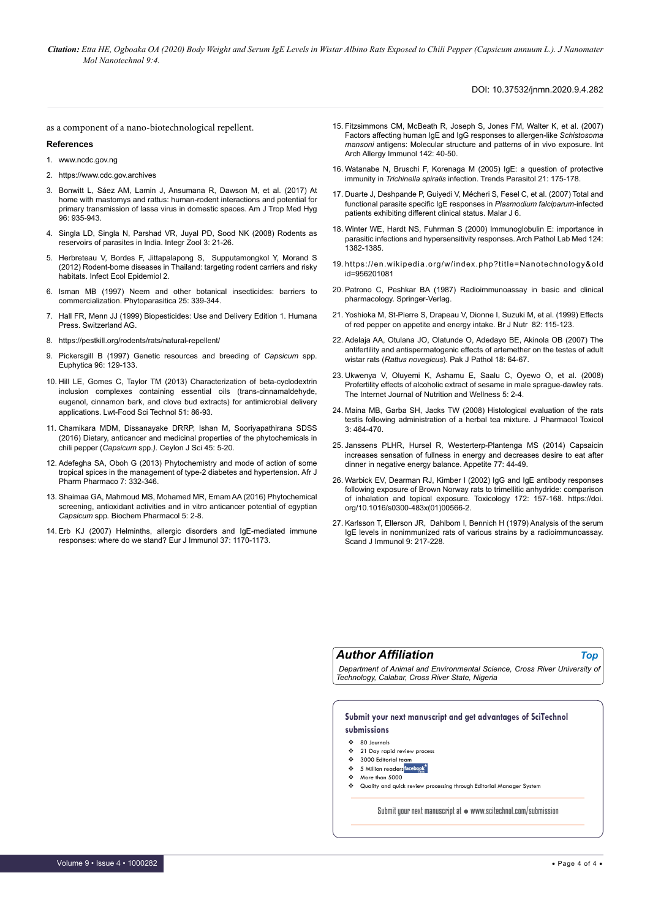as a component of a nano-biotechnological repellent.

**References**

1. www.ncdc.gov.ng
2. https://www.cdc.gov.archives
3. Bonwitt L, Sáez AM, Lamin J, Ansumana R, Dawson M, et al. (2017) At home with mastomys and rattus: human-rodent interactions and potential for primary transmission of lassa virus in domestic spaces. Am J Trop Med Hyg 96: 935-943.
4. Singla LD, Singla N, Parshad VR, Juyal PD, Sood NK (2008) Rodents as reservoirs of parasites in India. Integr Zool 3: 21-26.
5. Herbreteau V, Bordes F, Jittapalapong S, Supputamongkol Y, Morand S (2012) Rodent-borne diseases in Thailand: targeting rodent carriers and risky habitats. Infect Ecol Epidemiol 2.
6. Isman MB (1997) Neem and other botanical insecticides: barriers to commercialization. Phytoparasitica 25: 339-344.
7. Hall FR, Menn JJ (1999) Biopesticides: Use and Delivery Edition 1. Humana Press. Switzerland AG.
8. https://pestkill.org/rodents/rats/natural-repellent/
9. Pickersgill B (1997) Genetic resources and breeding of *Capsicum* spp. Euphytica 96: 129-133.
10. Hill LE, Gomes C, Taylor TM (2013) Characterization of beta-cyclodextrin inclusion complexes containing essential oils (trans-cinnamaldehyde, eugenol, cinnamon bark, and clove bud extracts) for antimicrobial delivery applications. Lwt-Food Sci Technol 51: 86-93.
11. Chamikara MDM, Dissanayake DRRP, Ishan M, Sooriyapathirana SDSS (2016) Dietary, anticancer and medicinal properties of the phytochemicals in chili pepper (*Capsicum* spp.*)*. Ceylon J Sci 45: 5-20.
12. Adefegha SA, Oboh G (2013) Phytochemistry and mode of action of some tropical spices in the management of type-2 diabetes and hypertension. Afr J Pharm Pharmaco 7: 332-346.
13. Shaimaa GA, Mahmoud MS, Mohamed MR, Emam AA (2016) Phytochemical screening, antioxidant activities and in vitro anticancer potential of egyptian *Capsicum* spp. Biochem Pharmacol 5: 2-8.
14. Erb KJ (2007) Helminths, allergic disorders and IgE-mediated immune responses: where do we stand? Eur J Immunol 37: 1170-1173.
15. Fitzsimmons CM, McBeath R, Joseph S, Jones FM, Walter K, et al. (2007) Factors affecting human IgE and IgG responses to allergen-like *Schistosoma mansoni* antigens: Molecular structure and patterns of in vivo exposure. Int Arch Allergy Immunol 142: 40-50.
16. Watanabe N, Bruschi F, Korenaga M (2005) IgE: a question of protective immunity in *Trichinella spiralis* infection. Trends Parasitol 21: 175-178.
17. Duarte J, Deshpande P, Guiyedi V, Mécheri S, Fesel C, et al. (2007) Total and functional parasite specific IgE responses in *Plasmodium falciparum*-infected patients exhibiting different clinical status. Malar J 6.
18. Winter WE, Hardt NS, Fuhrman S (2000) Immunoglobulin E: importance in parasitic infections and hypersensitivity responses. Arch Pathol Lab Med 124: 1382-1385.
19. https://en.wikipedia.org/w/index.php?title=Nanotechnology&oldid=956201081
20. Patrono C, Peshkar BA (1987) Radioimmunoassay in basic and clinical pharmacology. Springer-Verlag.
21. Yoshioka M, St-Pierre S, Drapeau V, Dionne I, Suzuki M, et al. (1999) Effects of red pepper on appetite and energy intake. Br J Nutr 82: 115-123.
22. Adelaja AA, Otulana JO, Olatunde O, Adedayo BE, Akinola OB (2007) The antifertility and antispermatogenic effects of artemether on the testes of adult wistar rats (*Rattus novegicus*). Pak J Pathol 18: 64-67.
23. Ukwenya V, Oluyemi K, Ashamu E, Saalu C, Oyewo O, et al. (2008) Profertility effects of alcoholic extract of sesame in male sprague-dawley rats. The Internet Journal of Nutrition and Wellness 5: 2-4.
24. Maina MB, Garba SH, Jacks TW (2008) Histological evaluation of the rats testis following administration of a herbal tea mixture. J Pharmacol Toxicol 3: 464-470.
25. Janssens PLHR, Hursel R, Westerterp-Plantenga MS (2014) Capsaicin increases sensation of fullness in energy and decreases desire to eat after dinner in negative energy balance. Appetite 77: 44-49.
26. Warbick EV, Dearman RJ, Kimber I (2002) IgG and IgE antibody responses following exposure of Brown Norway rats to trimellitic anhydride: comparison of inhalation and topical exposure. Toxicology 172: 157-168. https://doi.org/10.1016/s0300-483x(01)00566-2.
27. Karlsson T, Ellerson JR, Dahlbom I, Bennich H (1979) Analysis of the serum IgE levels in nonimmunized rats of various strains by a radioimmunoassay. Scand J Immunol 9: 217-228.

## Author Affiliation

Department of Animal and Environmental Science, Cross River University of Technology, Calabar, Cross River State, Nigeria